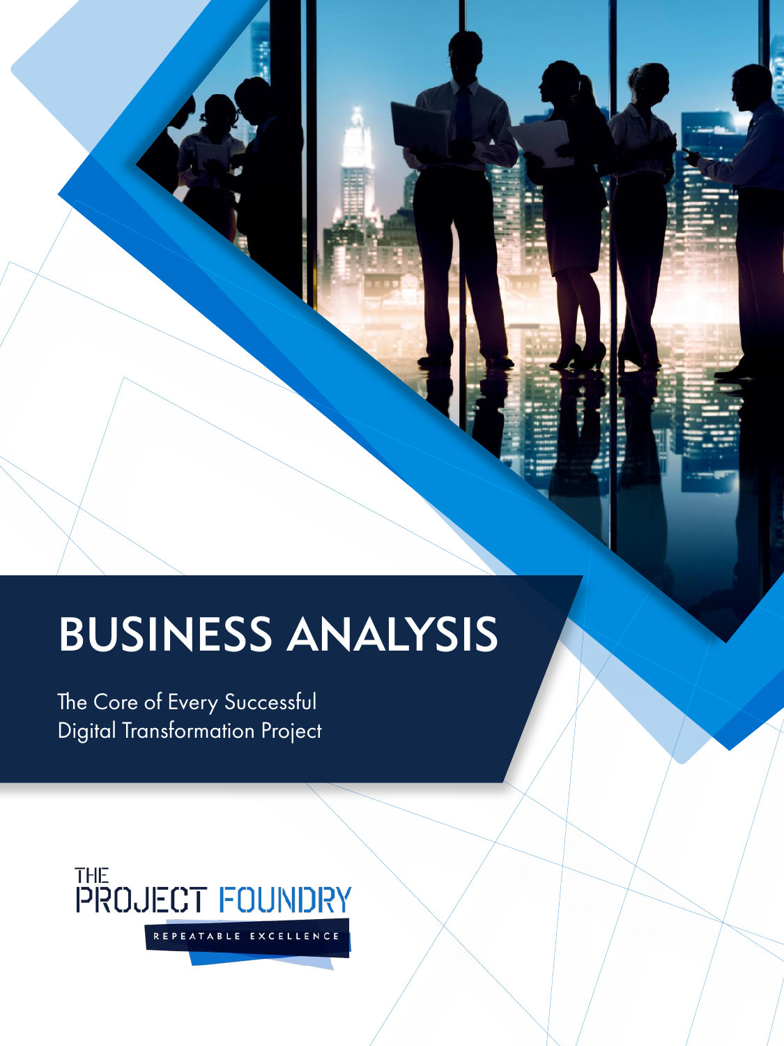# BUSINESS ANALYSIS

The Core of Every Successful Digital Transformation Project

THE PROJECT FOUNDRY

REPEATABLE EXCELLENCE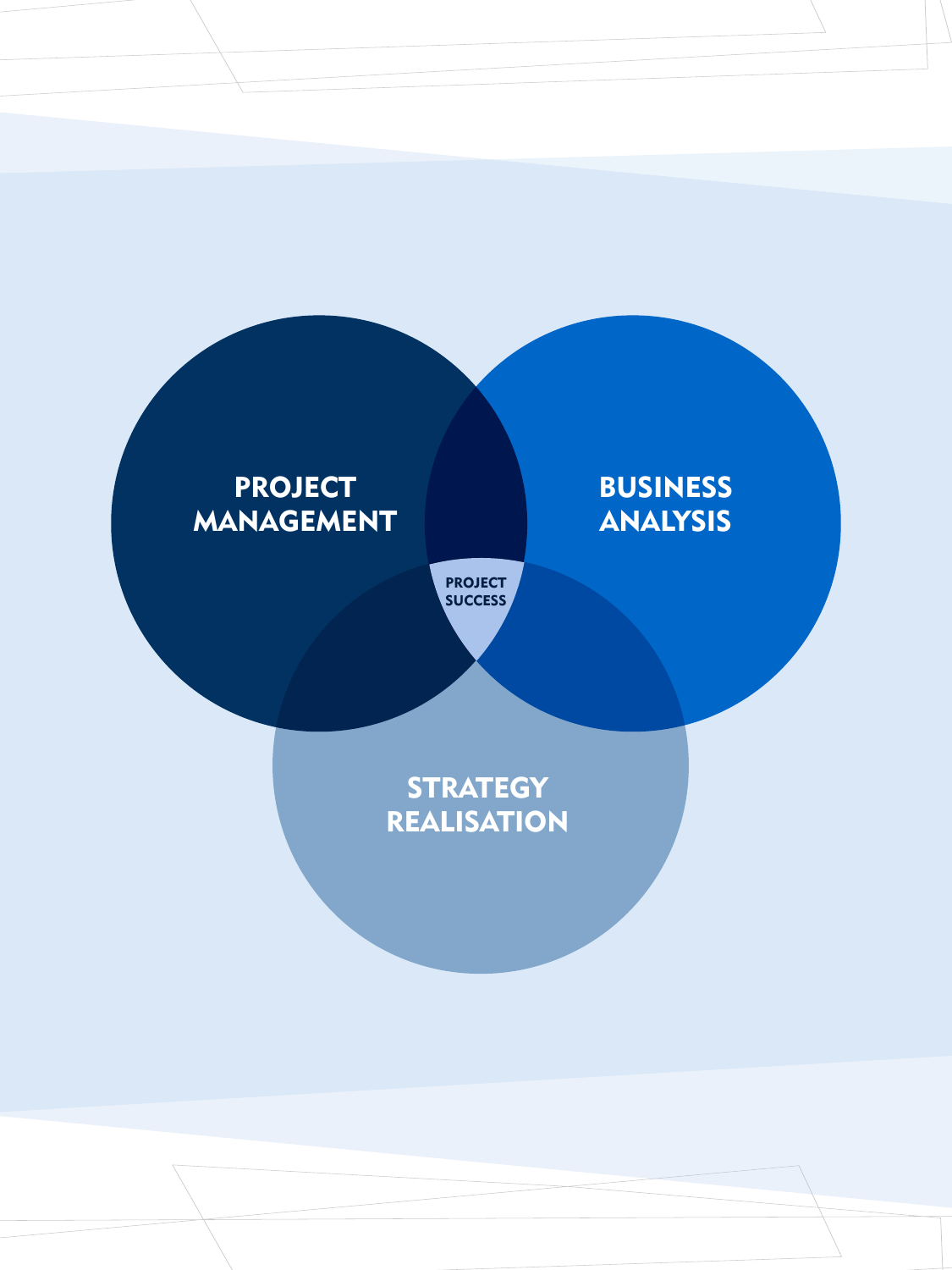PROJECT MANAGEMENT

BUSINESS ANALYSIS

PROJECT SUCCESS

STRATEGY REALISATION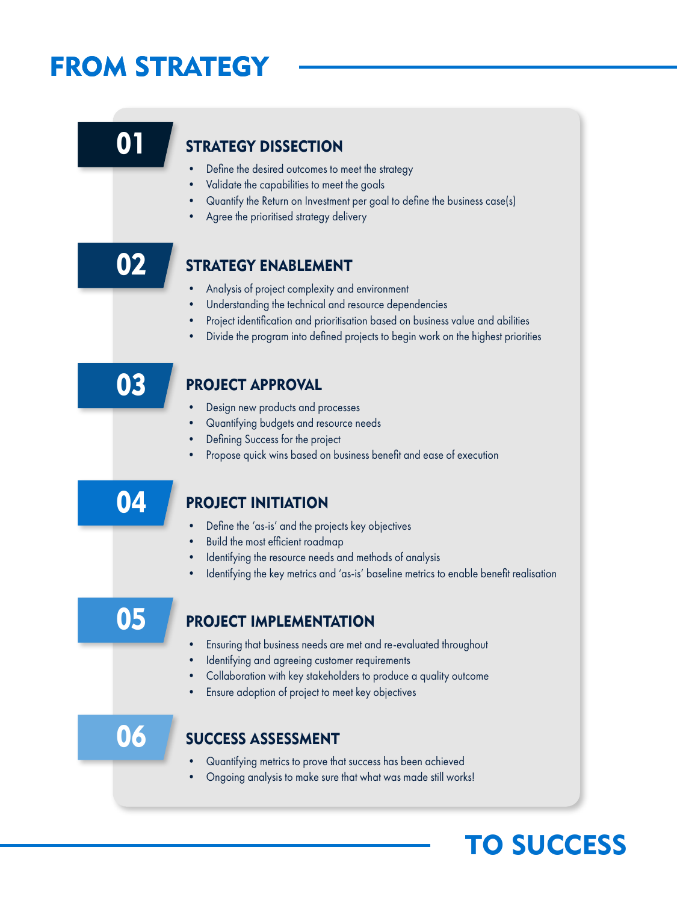# FROM STRATEGY

## 01 STRATEGY DISSECTION

- Define the desired outcomes to meet the strategy
- Validate the capabilities to meet the goals
- Quantify the Return on Investment per goal to define the business case(s)
- Agree the prioritised strategy delivery

## 02 STRATEGY ENABLEMENT

- Analysis of project complexity and environment
- Understanding the technical and resource dependencies
- Project identification and prioritisation based on business value and abilities
- Divide the program into defined projects to begin work on the highest priorities

## 03 PROJECT APPROVAL

- Design new products and processes
- Quantifying budgets and resource needs
- Defining Success for the project
- Propose quick wins based on business benefit and ease of execution

## 04 PROJECT INITIATION

- Define the 'as-is' and the projects key objectives
- Build the most efficient roadmap
- Identifying the resource needs and methods of analysis
- Identifying the key metrics and 'as-is' baseline metrics to enable benefit realisation

## 05 PROJECT IMPLEMENTATION

- Ensuring that business needs are met and re-evaluated throughout
- Identifying and agreeing customer requirements
- Collaboration with key stakeholders to produce a quality outcome
- Ensure adoption of project to meet key objectives

## 06 SUCCESS ASSESSMENT

- Quantifying metrics to prove that success has been achieved
- Ongoing analysis to make sure that what was made still works!

# TO SUCCESS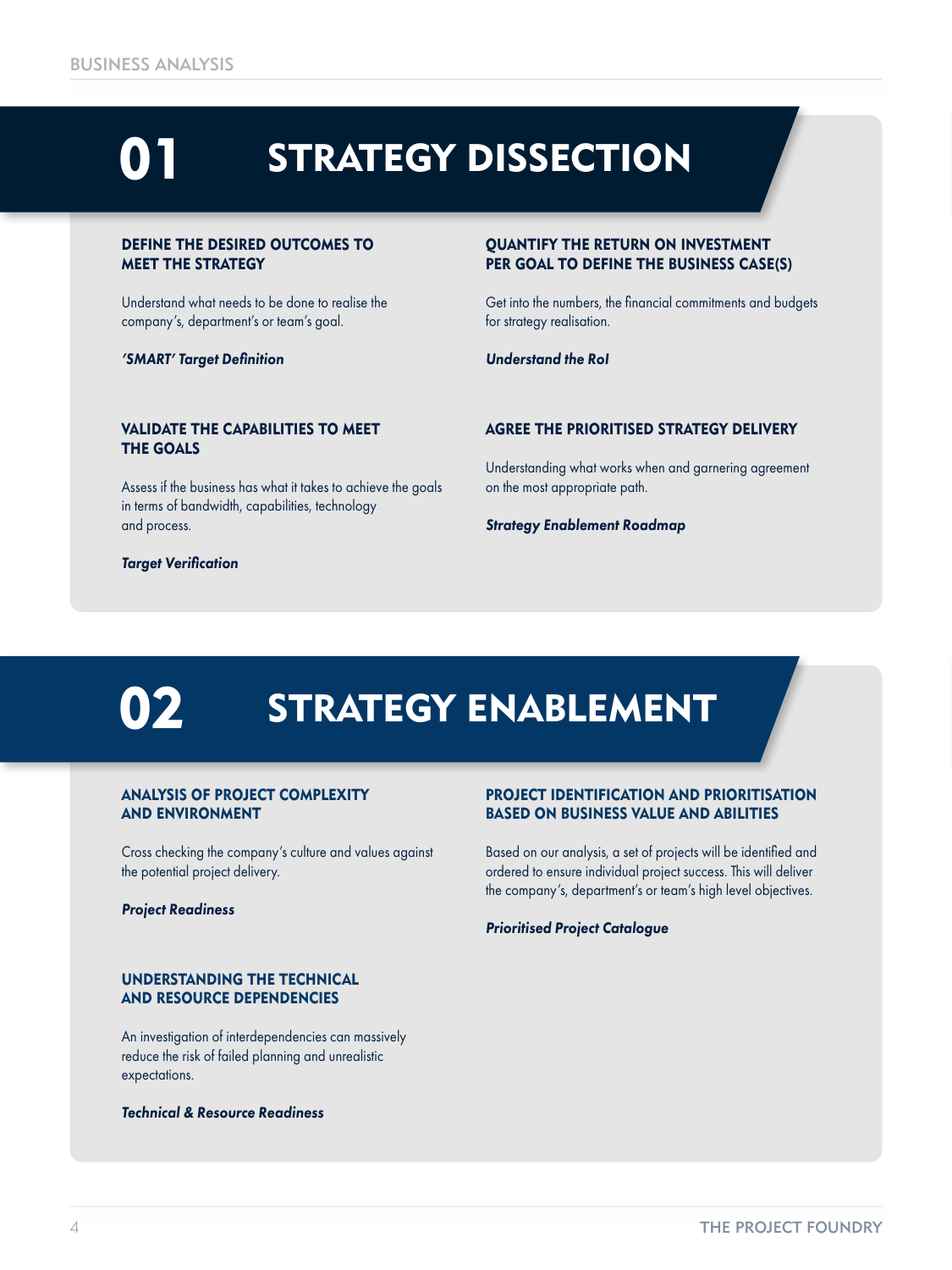# 01 STRATEGY DISSECTION

### DEFINE THE DESIRED OUTCOMES TO MEET THE STRATEGY

Understand what needs to be done to realise the company's, department's or team's goal.

***'SMART' Target Definition***

### QUANTIFY THE RETURN ON INVESTMENT PER GOAL TO DEFINE THE BUSINESS CASE(S)

Get into the numbers, the financial commitments and budgets for strategy realisation.

***Understand the RoI***

### VALIDATE THE CAPABILITIES TO MEET THE GOALS

Assess if the business has what it takes to achieve the goals in terms of bandwidth, capabilities, technology and process.

***Target Verification***

### AGREE THE PRIORITISED STRATEGY DELIVERY

Understanding what works when and garnering agreement on the most appropriate path.

***Strategy Enablement Roadmap***

# 02 STRATEGY ENABLEMENT

### ANALYSIS OF PROJECT COMPLEXITY AND ENVIRONMENT

Cross checking the company's culture and values against the potential project delivery.

***Project Readiness***

### UNDERSTANDING THE TECHNICAL AND RESOURCE DEPENDENCIES

An investigation of interdependencies can massively reduce the risk of failed planning and unrealistic expectations.

***Technical & Resource Readiness***

### PROJECT IDENTIFICATION AND PRIORITISATION BASED ON BUSINESS VALUE AND ABILITIES

Based on our analysis, a set of projects will be identified and ordered to ensure individual project success. This will deliver the company's, department's or team's high level objectives.

***Prioritised Project Catalogue***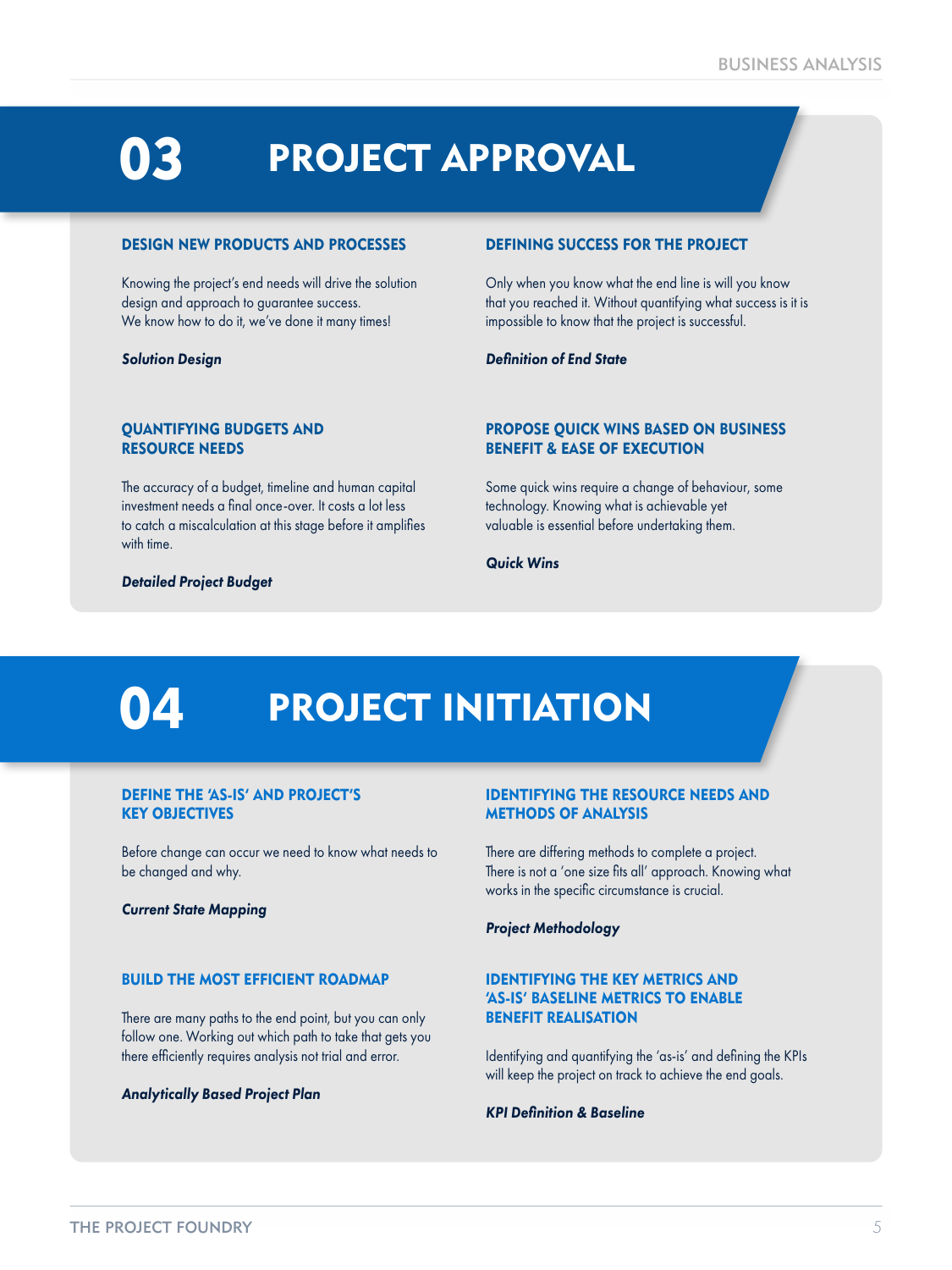# 03 PROJECT APPROVAL

### DESIGN NEW PRODUCTS AND PROCESSES

Knowing the project's end needs will drive the solution design and approach to guarantee success.
We know how to do it, we've done it many times!

***Solution Design***

### DEFINING SUCCESS FOR THE PROJECT

Only when you know what the end line is will you know that you reached it. Without quantifying what success is it is impossible to know that the project is successful.

***Definition of End State***

### QUANTIFYING BUDGETS AND RESOURCE NEEDS

The accuracy of a budget, timeline and human capital investment needs a final once-over. It costs a lot less to catch a miscalculation at this stage before it amplifies with time.

***Detailed Project Budget***

### PROPOSE QUICK WINS BASED ON BUSINESS BENEFIT & EASE OF EXECUTION

Some quick wins require a change of behaviour, some technology. Knowing what is achievable yet valuable is essential before undertaking them.

***Quick Wins***

# 04 PROJECT INITIATION

### DEFINE THE 'AS-IS' AND PROJECT'S KEY OBJECTIVES

Before change can occur we need to know what needs to be changed and why.

***Current State Mapping***

### IDENTIFYING THE RESOURCE NEEDS AND METHODS OF ANALYSIS

There are differing methods to complete a project. There is not a 'one size fits all' approach. Knowing what works in the specific circumstance is crucial.

***Project Methodology***

### BUILD THE MOST EFFICIENT ROADMAP

There are many paths to the end point, but you can only follow one. Working out which path to take that gets you there efficiently requires analysis not trial and error.

***Analytically Based Project Plan***

### IDENTIFYING THE KEY METRICS AND 'AS-IS' BASELINE METRICS TO ENABLE BENEFIT REALISATION

Identifying and quantifying the 'as-is' and defining the KPIs will keep the project on track to achieve the end goals.

***KPI Definition & Baseline***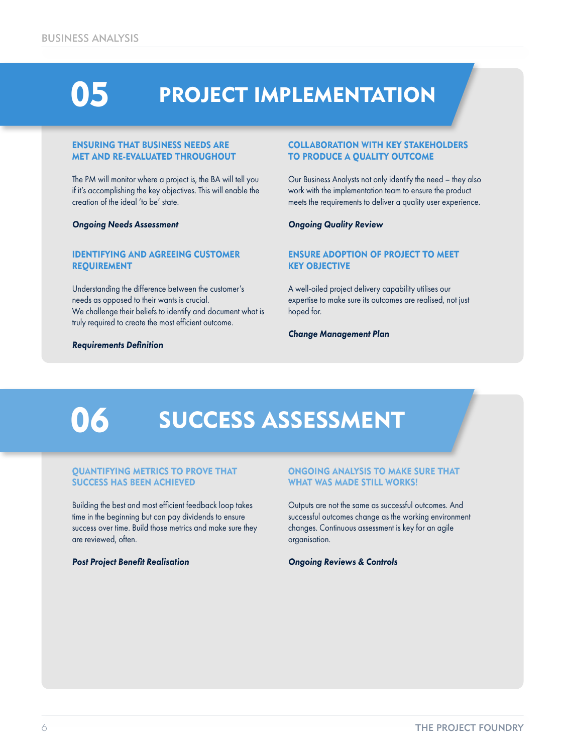# 05 PROJECT IMPLEMENTATION

### ENSURING THAT BUSINESS NEEDS ARE MET AND RE-EVALUATED THROUGHOUT

The PM will monitor where a project is, the BA will tell you if it's accomplishing the key objectives. This will enable the creation of the ideal 'to be' state.

***Ongoing Needs Assessment***

### IDENTIFYING AND AGREEING CUSTOMER REQUIREMENT

Understanding the difference between the customer's needs as opposed to their wants is crucial.
We challenge their beliefs to identify and document what is truly required to create the most efficient outcome.

***Requirements Definition***

### COLLABORATION WITH KEY STAKEHOLDERS TO PRODUCE A QUALITY OUTCOME

Our Business Analysts not only identify the need – they also work with the implementation team to ensure the product meets the requirements to deliver a quality user experience.

***Ongoing Quality Review***

### ENSURE ADOPTION OF PROJECT TO MEET KEY OBJECTIVE

A well-oiled project delivery capability utilises our expertise to make sure its outcomes are realised, not just hoped for.

***Change Management Plan***

# 06 SUCCESS ASSESSMENT

### QUANTIFYING METRICS TO PROVE THAT SUCCESS HAS BEEN ACHIEVED

Building the best and most efficient feedback loop takes time in the beginning but can pay dividends to ensure success over time. Build those metrics and make sure they are reviewed, often.

***Post Project Benefit Realisation***

### ONGOING ANALYSIS TO MAKE SURE THAT WHAT WAS MADE STILL WORKS!

Outputs are not the same as successful outcomes. And successful outcomes change as the working environment changes. Continuous assessment is key for an agile organisation.

***Ongoing Reviews & Controls***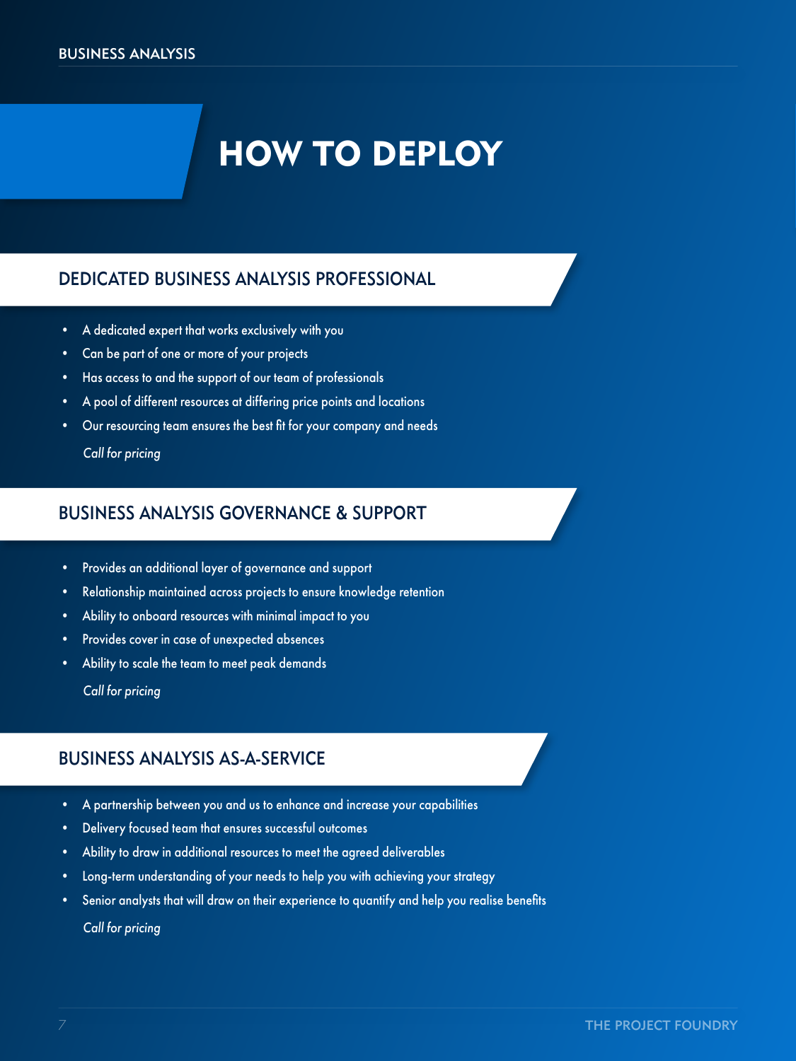# HOW TO DEPLOY

## DEDICATED BUSINESS ANALYSIS PROFESSIONAL

- A dedicated expert that works exclusively with you
- Can be part of one or more of your projects
- Has access to and the support of our team of professionals
- A pool of different resources at differing price points and locations
- Our resourcing team ensures the best fit for your company and needs

*Call for pricing*

## BUSINESS ANALYSIS GOVERNANCE & SUPPORT

- Provides an additional layer of governance and support
- Relationship maintained across projects to ensure knowledge retention
- Ability to onboard resources with minimal impact to you
- Provides cover in case of unexpected absences
- Ability to scale the team to meet peak demands

*Call for pricing*

## BUSINESS ANALYSIS AS-A-SERVICE

- A partnership between you and us to enhance and increase your capabilities
- Delivery focused team that ensures successful outcomes
- Ability to draw in additional resources to meet the agreed deliverables
- Long-term understanding of your needs to help you with achieving your strategy
- Senior analysts that will draw on their experience to quantify and help you realise benefits

*Call for pricing*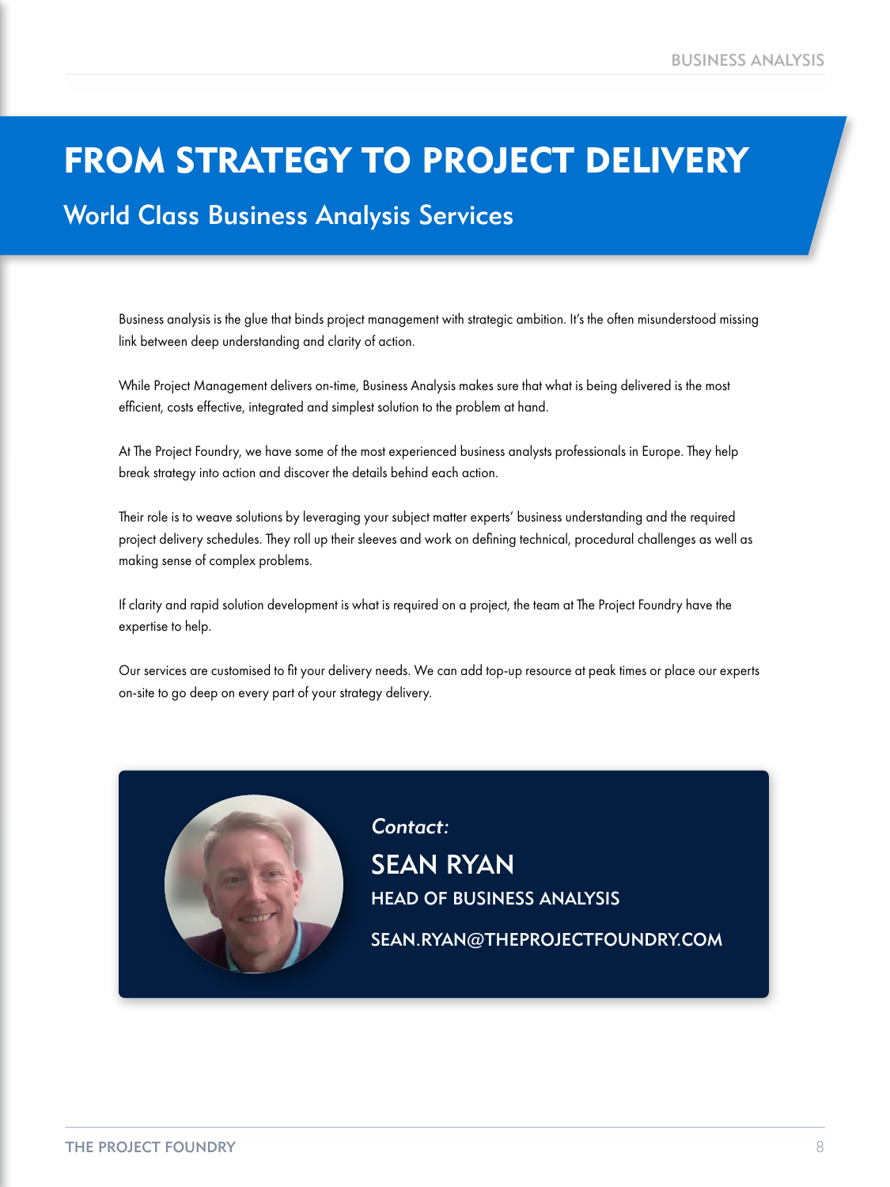# FROM STRATEGY TO PROJECT DELIVERY

## World Class Business Analysis Services

Business analysis is the glue that binds project management with strategic ambition. It's the often misunderstood missing link between deep understanding and clarity of action.

While Project Management delivers on-time, Business Analysis makes sure that what is being delivered is the most efficient, costs effective, integrated and simplest solution to the problem at hand.

At The Project Foundry, we have some of the most experienced business analysts professionals in Europe. They help break strategy into action and discover the details behind each action.

Their role is to weave solutions by leveraging your subject matter experts' business understanding and the required project delivery schedules. They roll up their sleeves and work on defining technical, procedural challenges as well as making sense of complex problems.

If clarity and rapid solution development is what is required on a project, the team at The Project Foundry have the expertise to help.

Our services are customised to fit your delivery needs. We can add top-up resource at peak times or place our experts on-site to go deep on every part of your strategy delivery.

*Contact:*

**SEAN RYAN**

HEAD OF BUSINESS ANALYSIS

SEAN.RYAN@THEPROJECTFOUNDRY.COM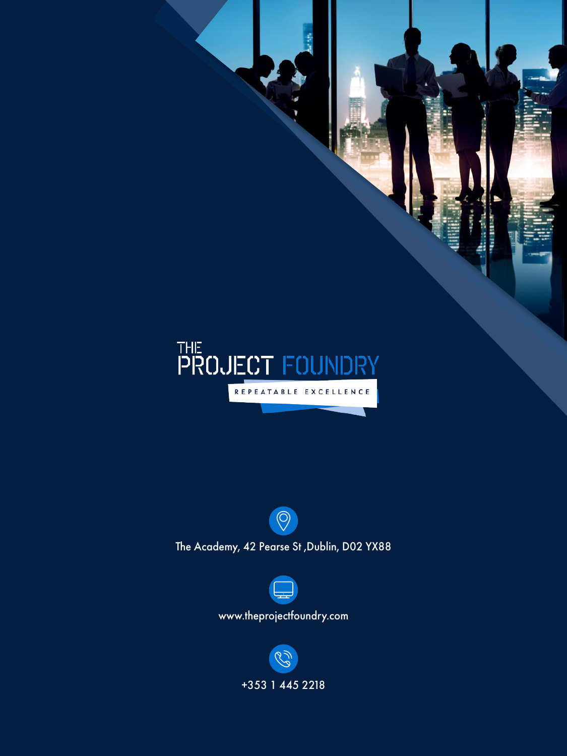THE PROJECT FOUNDRY

REPEATABLE EXCELLENCE

The Academy, 42 Pearse St ,Dublin, D02 YX88

www.theprojectfoundry.com

+353 1 445 2218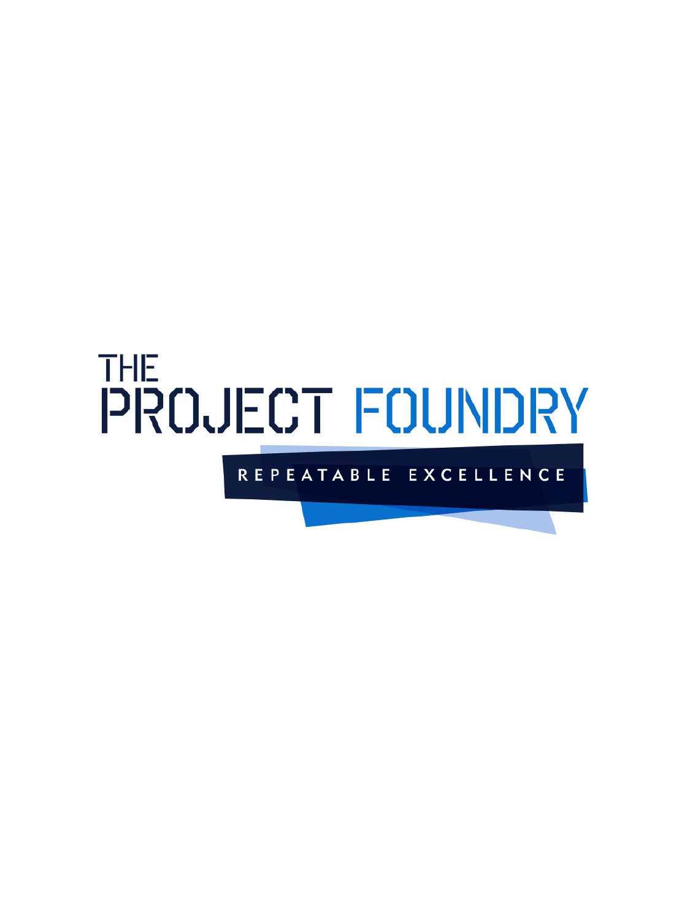THE PROJECT FOUNDRY

REPEATABLE EXCELLENCE